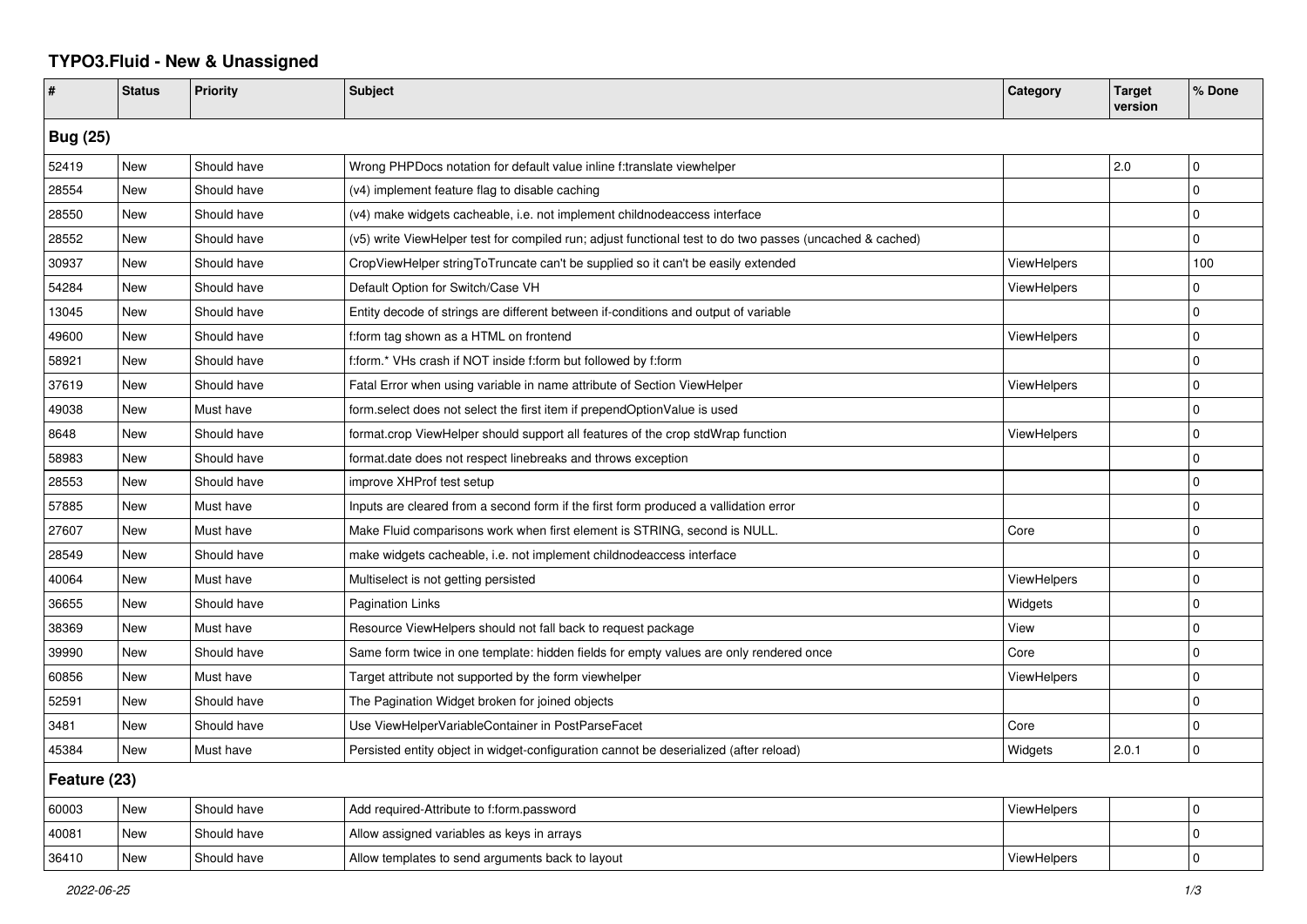# TYPO3.Fluid - New & Unassigned

| # | Status | Priority | Subject | Category | Target version | % Done |
|---|---|---|---|---|---|---|
| **Bug (25)** | | | | | | |
| 52419 | New | Should have | Wrong PHPDocs notation for default value inline f:translate viewhelper | | 2.0 | 0 |
| 28554 | New | Should have | (v4) implement feature flag to disable caching | | | 0 |
| 28550 | New | Should have | (v4) make widgets cacheable, i.e. not implement childnodeaccess interface | | | 0 |
| 28552 | New | Should have | (v5) write ViewHelper test for compiled run; adjust functional test to do two passes (uncached & cached) | | | 0 |
| 30937 | New | Should have | CropViewHelper stringToTruncate can't be supplied so it can't be easily extended | ViewHelpers | | 100 |
| 54284 | New | Should have | Default Option for Switch/Case VH | ViewHelpers | | 0 |
| 13045 | New | Should have | Entity decode of strings are different between if-conditions and output of variable | | | 0 |
| 49600 | New | Should have | f:form tag shown as a HTML on frontend | ViewHelpers | | 0 |
| 58921 | New | Should have | f:form.* VHs crash if NOT inside f:form but followed by f:form | | | 0 |
| 37619 | New | Should have | Fatal Error when using variable in name attribute of Section ViewHelper | ViewHelpers | | 0 |
| 49038 | New | Must have | form.select does not select the first item if prependOptionValue is used | | | 0 |
| 8648 | New | Should have | format.crop ViewHelper should support all features of the crop stdWrap function | ViewHelpers | | 0 |
| 58983 | New | Should have | format.date does not respect linebreaks and throws exception | | | 0 |
| 28553 | New | Should have | improve XHProf test setup | | | 0 |
| 57885 | New | Must have | Inputs are cleared from a second form if the first form produced a vallidation error | | | 0 |
| 27607 | New | Must have | Make Fluid comparisons work when first element is STRING, second is NULL. | Core | | 0 |
| 28549 | New | Should have | make widgets cacheable, i.e. not implement childnodeaccess interface | | | 0 |
| 40064 | New | Must have | Multiselect is not getting persisted | ViewHelpers | | 0 |
| 36655 | New | Should have | Pagination Links | Widgets | | 0 |
| 38369 | New | Must have | Resource ViewHelpers should not fall back to request package | View | | 0 |
| 39990 | New | Should have | Same form twice in one template: hidden fields for empty values are only rendered once | Core | | 0 |
| 60856 | New | Must have | Target attribute not supported by the form viewhelper | ViewHelpers | | 0 |
| 52591 | New | Should have | The Pagination Widget broken for joined objects | | | 0 |
| 3481 | New | Should have | Use ViewHelperVariableContainer in PostParseFacet | Core | | 0 |
| 45384 | New | Must have | Persisted entity object in widget-configuration cannot be deserialized (after reload) | Widgets | 2.0.1 | 0 |
| **Feature (23)** | | | | | | |
| 60003 | New | Should have | Add required-Attribute to f:form.password | ViewHelpers | | 0 |
| 40081 | New | Should have | Allow assigned variables as keys in arrays | | | 0 |
| 36410 | New | Should have | Allow templates to send arguments back to layout | ViewHelpers | | 0 |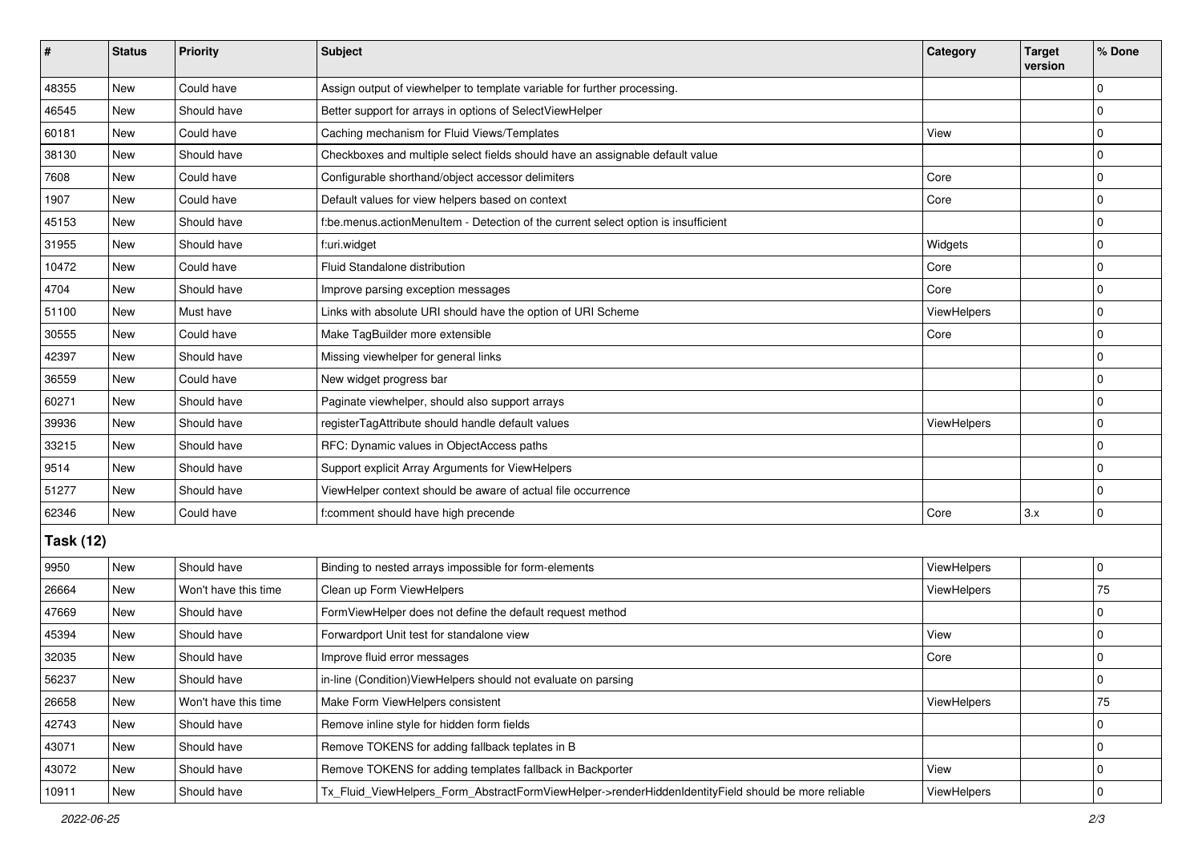| # | Status | Priority | Subject | Category | Target version | % Done |
|---|---|---|---|---|---|---|
| 48355 | New | Could have | Assign output of viewhelper to template variable for further processing. | | | 0 |
| 46545 | New | Should have | Better support for arrays in options of SelectViewHelper | | | 0 |
| 60181 | New | Could have | Caching mechanism for Fluid Views/Templates | View | | 0 |
| 38130 | New | Should have | Checkboxes and multiple select fields should have an assignable default value | | | 0 |
| 7608 | New | Could have | Configurable shorthand/object accessor delimiters | Core | | 0 |
| 1907 | New | Could have | Default values for view helpers based on context | Core | | 0 |
| 45153 | New | Should have | f:be.menus.actionMenuItem - Detection of the current select option is insufficient | | | 0 |
| 31955 | New | Should have | f:uri.widget | Widgets | | 0 |
| 10472 | New | Could have | Fluid Standalone distribution | Core | | 0 |
| 4704 | New | Should have | Improve parsing exception messages | Core | | 0 |
| 51100 | New | Must have | Links with absolute URI should have the option of URI Scheme | ViewHelpers | | 0 |
| 30555 | New | Could have | Make TagBuilder more extensible | Core | | 0 |
| 42397 | New | Should have | Missing viewhelper for general links | | | 0 |
| 36559 | New | Could have | New widget progress bar | | | 0 |
| 60271 | New | Should have | Paginate viewhelper, should also support arrays | | | 0 |
| 39936 | New | Should have | registerTagAttribute should handle default values | ViewHelpers | | 0 |
| 33215 | New | Should have | RFC: Dynamic values in ObjectAccess paths | | | 0 |
| 9514 | New | Should have | Support explicit Array Arguments for ViewHelpers | | | 0 |
| 51277 | New | Should have | ViewHelper context should be aware of actual file occurrence | | | 0 |
| 62346 | New | Could have | f:comment should have high precende | Core | 3.x | 0 |

**Task (12)**

| # | Status | Priority | Subject | Category | Target version | % Done |
|---|---|---|---|---|---|---|
| 9950 | New | Should have | Binding to nested arrays impossible for form-elements | ViewHelpers | | 0 |
| 26664 | New | Won't have this time | Clean up Form ViewHelpers | ViewHelpers | | 75 |
| 47669 | New | Should have | FormViewHelper does not define the default request method | | | 0 |
| 45394 | New | Should have | Forwardport Unit test for standalone view | View | | 0 |
| 32035 | New | Should have | Improve fluid error messages | Core | | 0 |
| 56237 | New | Should have | in-line (Condition)ViewHelpers should not evaluate on parsing | | | 0 |
| 26658 | New | Won't have this time | Make Form ViewHelpers consistent | ViewHelpers | | 75 |
| 42743 | New | Should have | Remove inline style for hidden form fields | | | 0 |
| 43071 | New | Should have | Remove TOKENS for adding fallback teplates in B | | | 0 |
| 43072 | New | Should have | Remove TOKENS for adding templates fallback in Backporter | View | | 0 |
| 10911 | New | Should have | Tx_Fluid_ViewHelpers_Form_AbstractFormViewHelper->renderHiddenIdentityField should be more reliable | ViewHelpers | | 0 |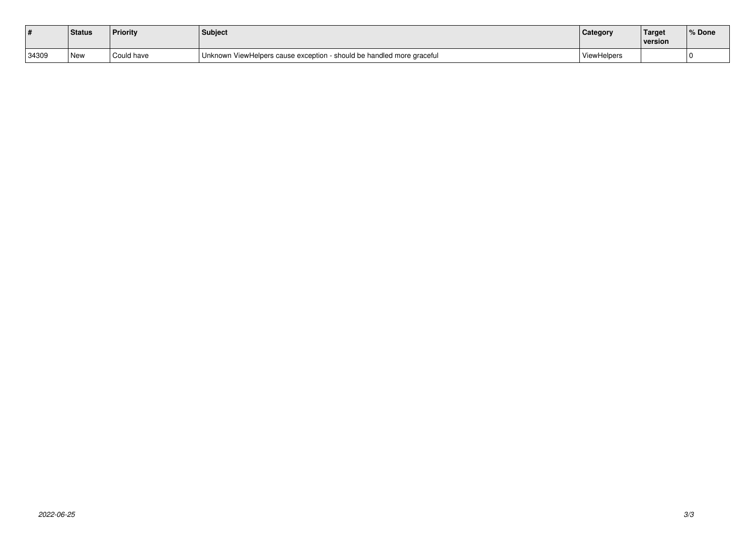| # | Status | Priority | Subject | Category | Target version | % Done |
|---|---|---|---|---|---|---|
| 34309 | New | Could have | Unknown ViewHelpers cause exception - should be handled more graceful | ViewHelpers | | 0 |